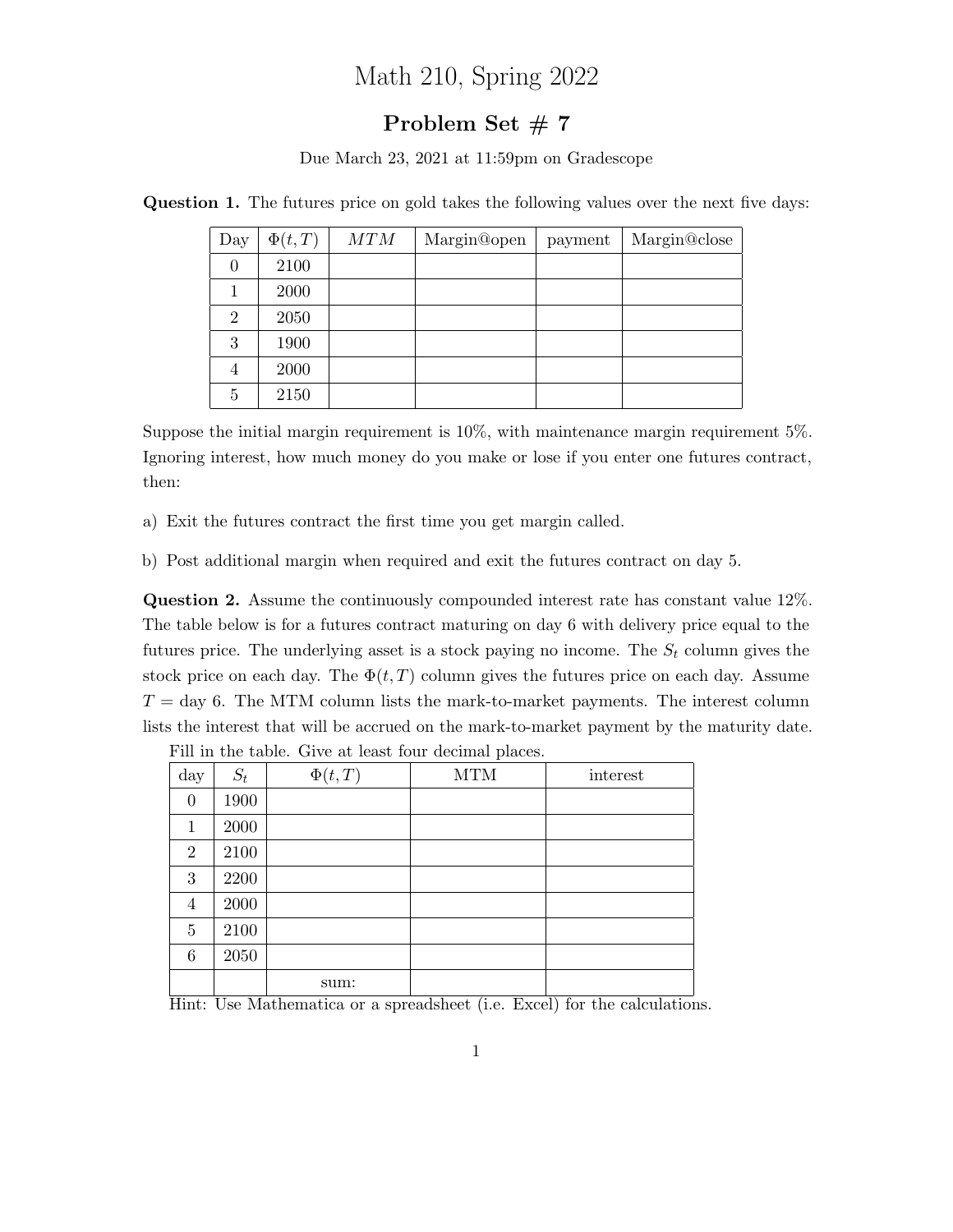# Math 210, Spring 2022

## Problem Set # 7

Due March 23, 2021 at 11:59pm on Gradescope

**Question 1.** The futures price on gold takes the following values over the next five days:

| Day | $\Phi(t,T)$ | $MTM$ | Margin@open | payment | Margin@close |
|---|---|---|---|---|---|
| 0 | 2100 | | | | |
| 1 | 2000 | | | | |
| 2 | 2050 | | | | |
| 3 | 1900 | | | | |
| 4 | 2000 | | | | |
| 5 | 2150 | | | | |

Suppose the initial margin requirement is 10%, with maintenance margin requirement 5%. Ignoring interest, how much money do you make or lose if you enter one futures contract, then:

a) Exit the futures contract the first time you get margin called.

b) Post additional margin when required and exit the futures contract on day 5.

**Question 2.** Assume the continuously compounded interest rate has constant value 12%. The table below is for a futures contract maturing on day 6 with delivery price equal to the futures price. The underlying asset is a stock paying no income. The $S_t$ column gives the stock price on each day. The $\Phi(t,T)$ column gives the futures price on each day. Assume $T$ = day 6. The MTM column lists the mark-to-market payments. The interest column lists the interest that will be accrued on the mark-to-market payment by the maturity date.

Fill in the table. Give at least four decimal places.

| day | $S_t$ | $\Phi(t,T)$ | MTM | interest |
|---|---|---|---|---|
| 0 | 1900 | | | |
| 1 | 2000 | | | |
| 2 | 2100 | | | |
| 3 | 2200 | | | |
| 4 | 2000 | | | |
| 5 | 2100 | | | |
| 6 | 2050 | | | |
| | | sum: | | |

Hint: Use Mathematica or a spreadsheet (i.e. Excel) for the calculations.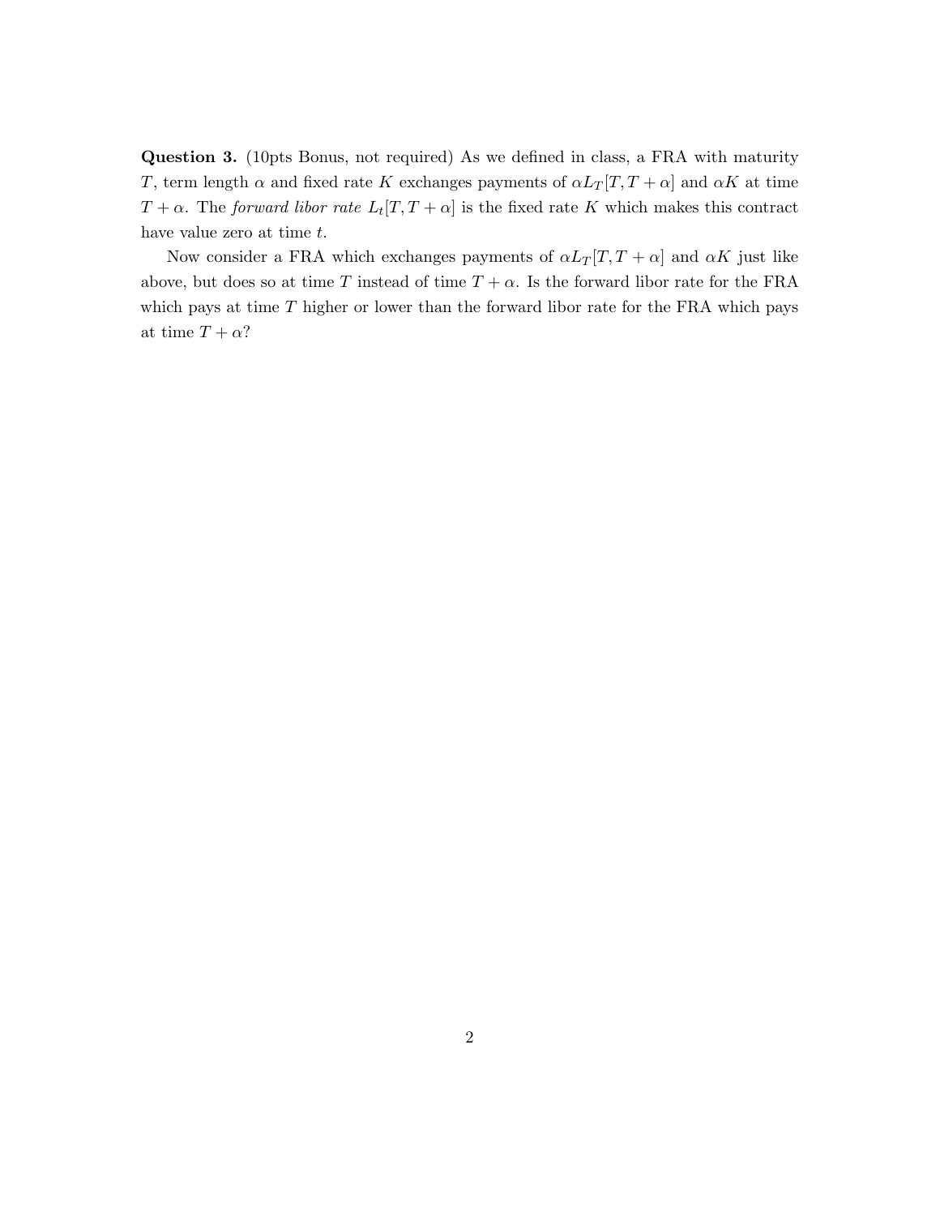**Question 3.** (10pts Bonus, not required) As we defined in class, a FRA with maturity $T$, term length $\alpha$ and fixed rate $K$ exchanges payments of $\alpha L_T[T, T+\alpha]$ and $\alpha K$ at time $T+\alpha$. The *forward libor rate* $L_t[T, T+\alpha]$ is the fixed rate $K$ which makes this contract have value zero at time $t$.

Now consider a FRA which exchanges payments of $\alpha L_T[T, T+\alpha]$ and $\alpha K$ just like above, but does so at time $T$ instead of time $T+\alpha$. Is the forward libor rate for the FRA which pays at time $T$ higher or lower than the forward libor rate for the FRA which pays at time $T+\alpha$?